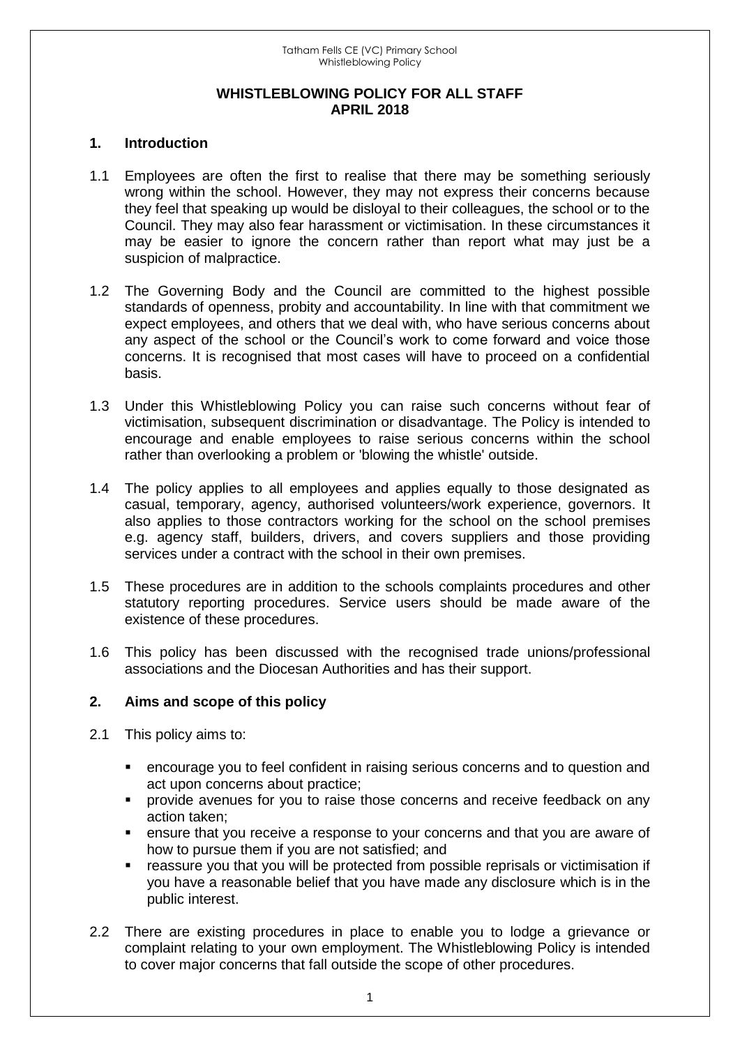# WHISTLEBLOWING POLICY FOR ALL STAFF
# APRIL 2018

## 1. Introduction

1.1 Employees are often the first to realise that there may be something seriously wrong within the school. However, they may not express their concerns because they feel that speaking up would be disloyal to their colleagues, the school or to the Council. They may also fear harassment or victimisation. In these circumstances it may be easier to ignore the concern rather than report what may just be a suspicion of malpractice.

1.2 The Governing Body and the Council are committed to the highest possible standards of openness, probity and accountability. In line with that commitment we expect employees, and others that we deal with, who have serious concerns about any aspect of the school or the Council's work to come forward and voice those concerns. It is recognised that most cases will have to proceed on a confidential basis.

1.3 Under this Whistleblowing Policy you can raise such concerns without fear of victimisation, subsequent discrimination or disadvantage. The Policy is intended to encourage and enable employees to raise serious concerns within the school rather than overlooking a problem or 'blowing the whistle' outside.

1.4 The policy applies to all employees and applies equally to those designated as casual, temporary, agency, authorised volunteers/work experience, governors. It also applies to those contractors working for the school on the school premises e.g. agency staff, builders, drivers, and covers suppliers and those providing services under a contract with the school in their own premises.

1.5 These procedures are in addition to the schools complaints procedures and other statutory reporting procedures. Service users should be made aware of the existence of these procedures.

1.6 This policy has been discussed with the recognised trade unions/professional associations and the Diocesan Authorities and has their support.

## 2. Aims and scope of this policy

2.1 This policy aims to:

- encourage you to feel confident in raising serious concerns and to question and act upon concerns about practice;
- provide avenues for you to raise those concerns and receive feedback on any action taken;
- ensure that you receive a response to your concerns and that you are aware of how to pursue them if you are not satisfied; and
- reassure you that you will be protected from possible reprisals or victimisation if you have a reasonable belief that you have made any disclosure which is in the public interest.

2.2 There are existing procedures in place to enable you to lodge a grievance or complaint relating to your own employment. The Whistleblowing Policy is intended to cover major concerns that fall outside the scope of other procedures.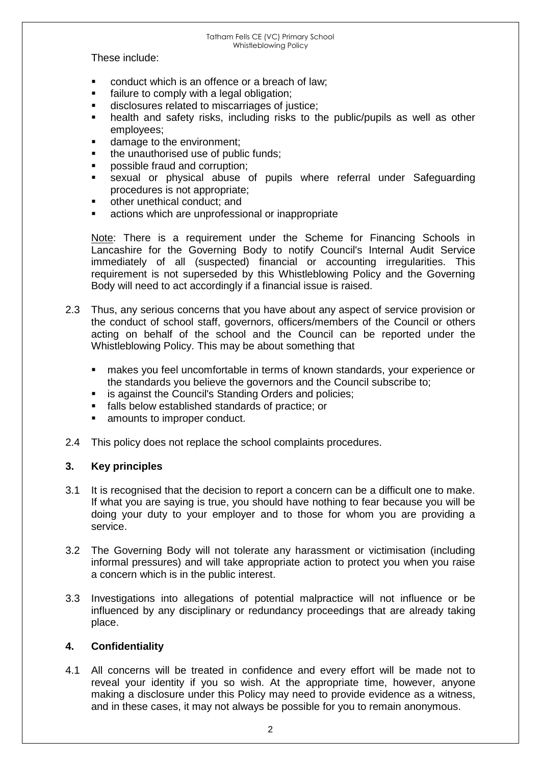These include:

- conduct which is an offence or a breach of law;
- failure to comply with a legal obligation;
- disclosures related to miscarriages of justice;
- health and safety risks, including risks to the public/pupils as well as other employees;
- damage to the environment;
- the unauthorised use of public funds;
- possible fraud and corruption;
- sexual or physical abuse of pupils where referral under Safeguarding procedures is not appropriate;
- other unethical conduct; and
- actions which are unprofessional or inappropriate

Note: There is a requirement under the Scheme for Financing Schools in Lancashire for the Governing Body to notify Council's Internal Audit Service immediately of all (suspected) financial or accounting irregularities. This requirement is not superseded by this Whistleblowing Policy and the Governing Body will need to act accordingly if a financial issue is raised.

2.3 Thus, any serious concerns that you have about any aspect of service provision or the conduct of school staff, governors, officers/members of the Council or others acting on behalf of the school and the Council can be reported under the Whistleblowing Policy. This may be about something that

- makes you feel uncomfortable in terms of known standards, your experience or the standards you believe the governors and the Council subscribe to;
- is against the Council's Standing Orders and policies;
- falls below established standards of practice; or
- amounts to improper conduct.

2.4 This policy does not replace the school complaints procedures.

## 3. Key principles

3.1 It is recognised that the decision to report a concern can be a difficult one to make. If what you are saying is true, you should have nothing to fear because you will be doing your duty to your employer and to those for whom you are providing a service.

3.2 The Governing Body will not tolerate any harassment or victimisation (including informal pressures) and will take appropriate action to protect you when you raise a concern which is in the public interest.

3.3 Investigations into allegations of potential malpractice will not influence or be influenced by any disciplinary or redundancy proceedings that are already taking place.

## 4. Confidentiality

4.1 All concerns will be treated in confidence and every effort will be made not to reveal your identity if you so wish. At the appropriate time, however, anyone making a disclosure under this Policy may need to provide evidence as a witness, and in these cases, it may not always be possible for you to remain anonymous.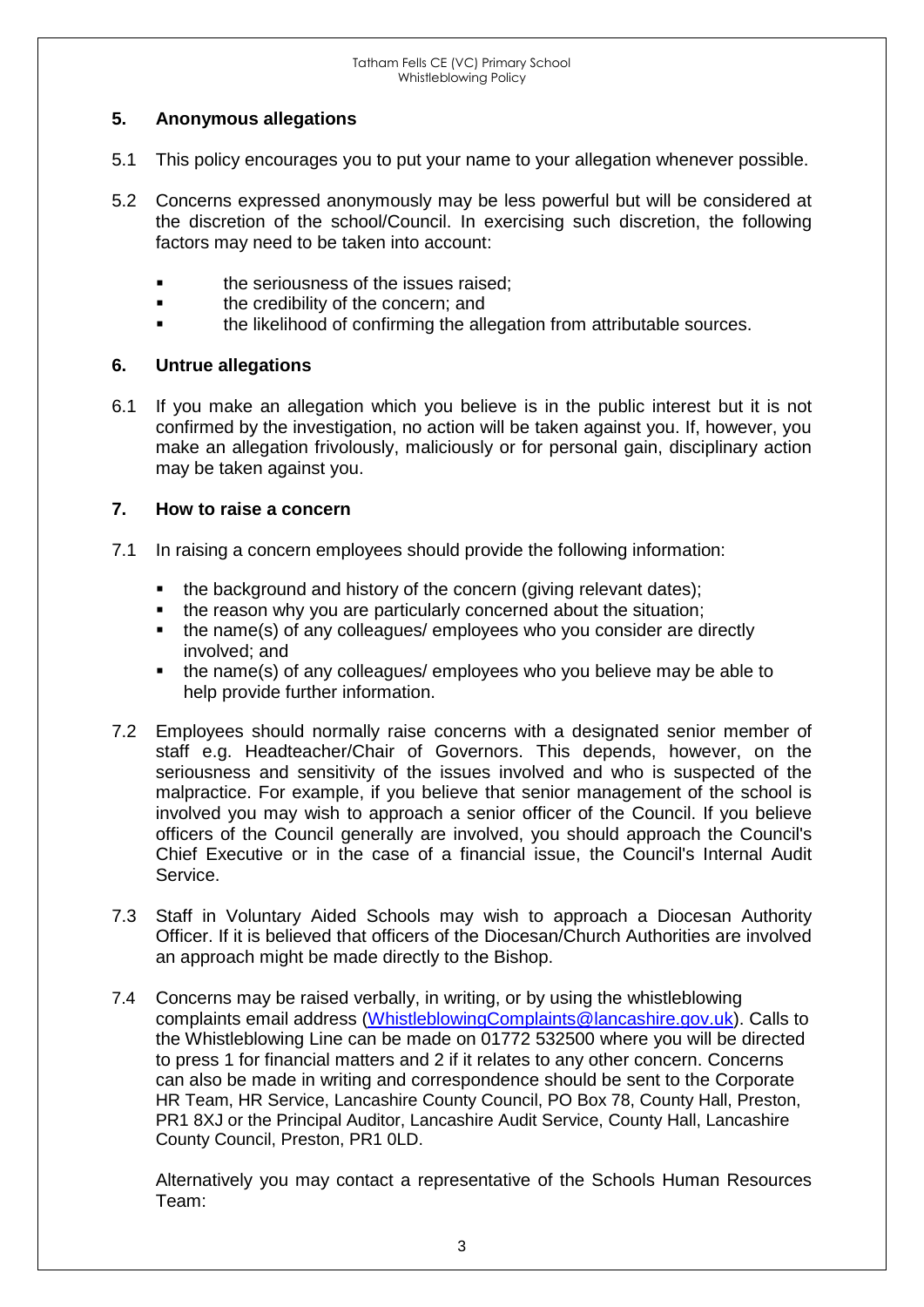## 5. Anonymous allegations

5.1 This policy encourages you to put your name to your allegation whenever possible.

5.2 Concerns expressed anonymously may be less powerful but will be considered at the discretion of the school/Council. In exercising such discretion, the following factors may need to be taken into account:

- the seriousness of the issues raised;
- the credibility of the concern; and
- the likelihood of confirming the allegation from attributable sources.

## 6. Untrue allegations

6.1 If you make an allegation which you believe is in the public interest but it is not confirmed by the investigation, no action will be taken against you. If, however, you make an allegation frivolously, maliciously or for personal gain, disciplinary action may be taken against you.

## 7. How to raise a concern

7.1 In raising a concern employees should provide the following information:

- the background and history of the concern (giving relevant dates);
- the reason why you are particularly concerned about the situation;
- the name(s) of any colleagues/ employees who you consider are directly involved; and
- the name(s) of any colleagues/ employees who you believe may be able to help provide further information.

7.2 Employees should normally raise concerns with a designated senior member of staff e.g. Headteacher/Chair of Governors. This depends, however, on the seriousness and sensitivity of the issues involved and who is suspected of the malpractice. For example, if you believe that senior management of the school is involved you may wish to approach a senior officer of the Council. If you believe officers of the Council generally are involved, you should approach the Council's Chief Executive or in the case of a financial issue, the Council's Internal Audit Service.

7.3 Staff in Voluntary Aided Schools may wish to approach a Diocesan Authority Officer. If it is believed that officers of the Diocesan/Church Authorities are involved an approach might be made directly to the Bishop.

7.4 Concerns may be raised verbally, in writing, or by using the whistleblowing complaints email address (WhistleblowingComplaints@lancashire.gov.uk). Calls to the Whistleblowing Line can be made on 01772 532500 where you will be directed to press 1 for financial matters and 2 if it relates to any other concern. Concerns can also be made in writing and correspondence should be sent to the Corporate HR Team, HR Service, Lancashire County Council, PO Box 78, County Hall, Preston, PR1 8XJ or the Principal Auditor, Lancashire Audit Service, County Hall, Lancashire County Council, Preston, PR1 0LD.

Alternatively you may contact a representative of the Schools Human Resources Team: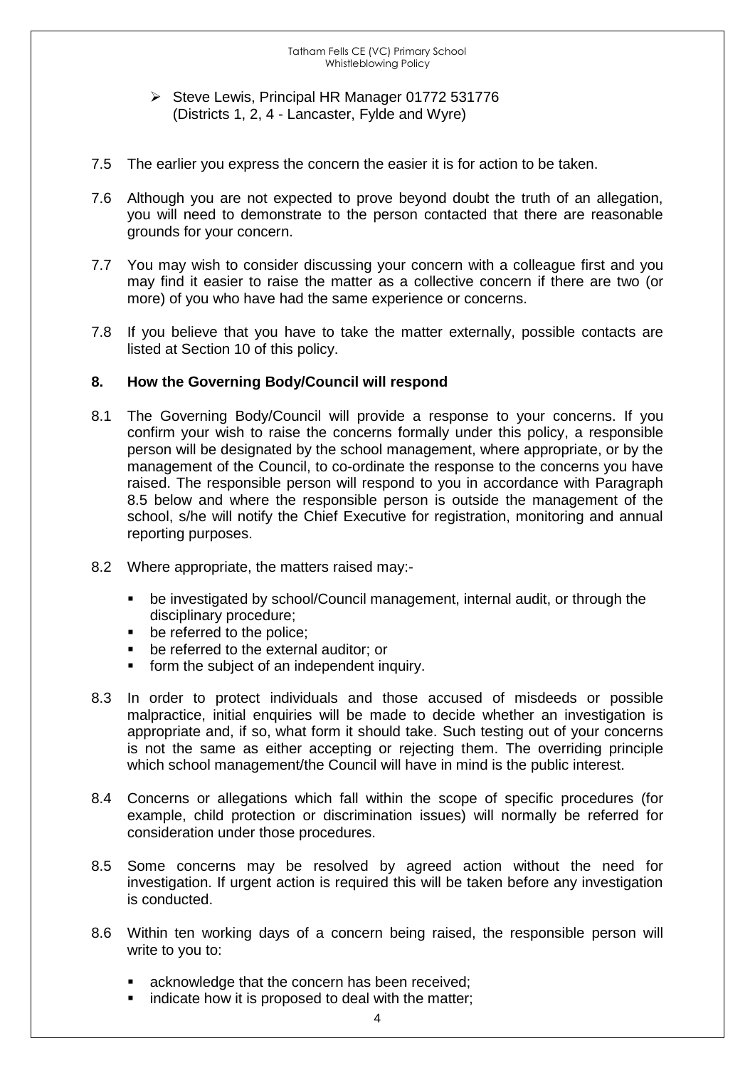- Steve Lewis, Principal HR Manager 01772 531776
  (Districts 1, 2, 4 - Lancaster, Fylde and Wyre)

7.5 The earlier you express the concern the easier it is for action to be taken.

7.6 Although you are not expected to prove beyond doubt the truth of an allegation, you will need to demonstrate to the person contacted that there are reasonable grounds for your concern.

7.7 You may wish to consider discussing your concern with a colleague first and you may find it easier to raise the matter as a collective concern if there are two (or more) of you who have had the same experience or concerns.

7.8 If you believe that you have to take the matter externally, possible contacts are listed at Section 10 of this policy.

## 8. How the Governing Body/Council will respond

8.1 The Governing Body/Council will provide a response to your concerns. If you confirm your wish to raise the concerns formally under this policy, a responsible person will be designated by the school management, where appropriate, or by the management of the Council, to co-ordinate the response to the concerns you have raised. The responsible person will respond to you in accordance with Paragraph 8.5 below and where the responsible person is outside the management of the school, s/he will notify the Chief Executive for registration, monitoring and annual reporting purposes.

8.2 Where appropriate, the matters raised may:-

- be investigated by school/Council management, internal audit, or through the disciplinary procedure;
- be referred to the police;
- be referred to the external auditor; or
- form the subject of an independent inquiry.

8.3 In order to protect individuals and those accused of misdeeds or possible malpractice, initial enquiries will be made to decide whether an investigation is appropriate and, if so, what form it should take. Such testing out of your concerns is not the same as either accepting or rejecting them. The overriding principle which school management/the Council will have in mind is the public interest.

8.4 Concerns or allegations which fall within the scope of specific procedures (for example, child protection or discrimination issues) will normally be referred for consideration under those procedures.

8.5 Some concerns may be resolved by agreed action without the need for investigation. If urgent action is required this will be taken before any investigation is conducted.

8.6 Within ten working days of a concern being raised, the responsible person will write to you to:

- acknowledge that the concern has been received;
- indicate how it is proposed to deal with the matter;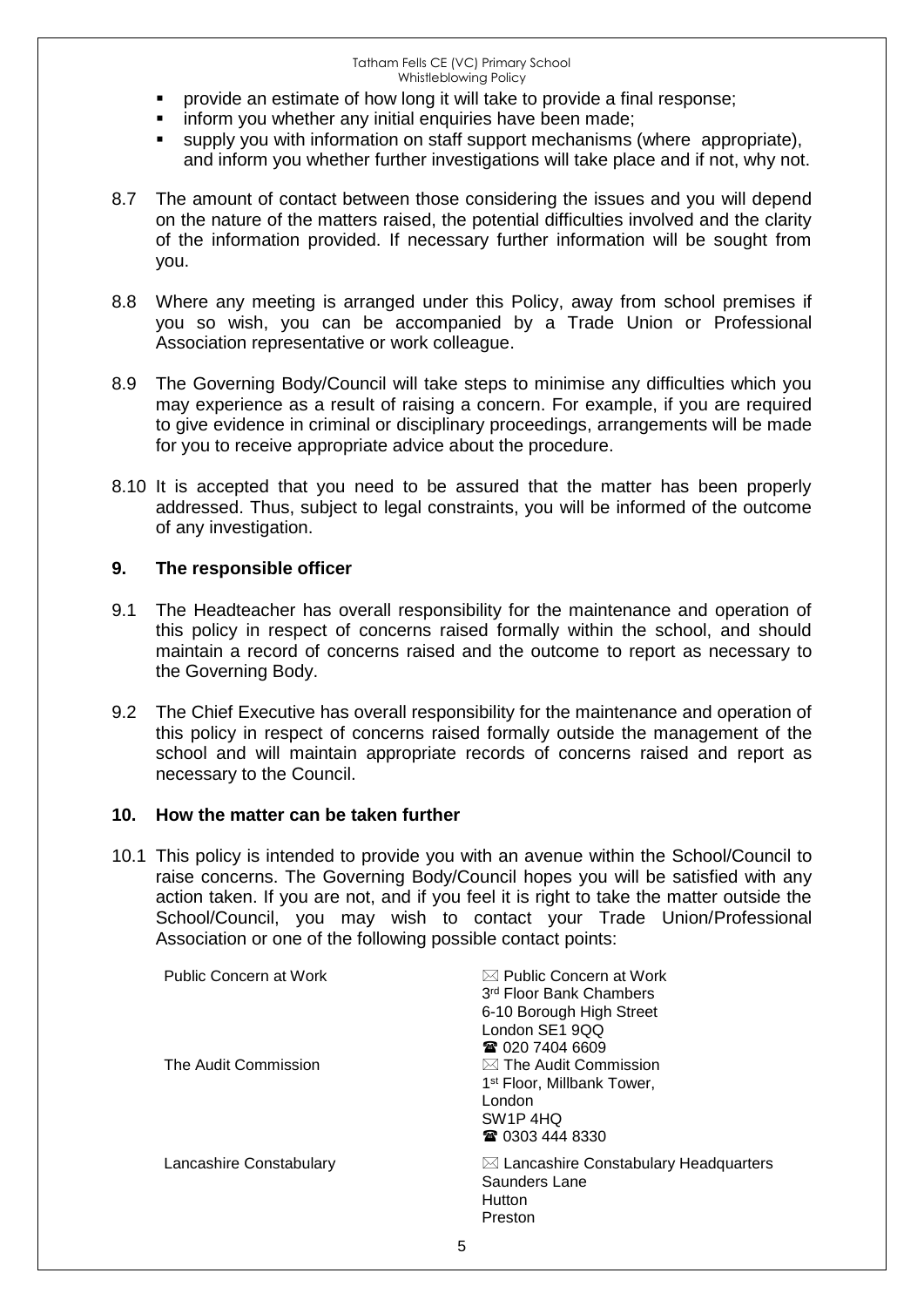- provide an estimate of how long it will take to provide a final response;
- inform you whether any initial enquiries have been made;
- supply you with information on staff support mechanisms (where appropriate), and inform you whether further investigations will take place and if not, why not.

8.7 The amount of contact between those considering the issues and you will depend on the nature of the matters raised, the potential difficulties involved and the clarity of the information provided. If necessary further information will be sought from you.

8.8 Where any meeting is arranged under this Policy, away from school premises if you so wish, you can be accompanied by a Trade Union or Professional Association representative or work colleague.

8.9 The Governing Body/Council will take steps to minimise any difficulties which you may experience as a result of raising a concern. For example, if you are required to give evidence in criminal or disciplinary proceedings, arrangements will be made for you to receive appropriate advice about the procedure.

8.10 It is accepted that you need to be assured that the matter has been properly addressed. Thus, subject to legal constraints, you will be informed of the outcome of any investigation.

## 9. The responsible officer

9.1 The Headteacher has overall responsibility for the maintenance and operation of this policy in respect of concerns raised formally within the school, and should maintain a record of concerns raised and the outcome to report as necessary to the Governing Body.

9.2 The Chief Executive has overall responsibility for the maintenance and operation of this policy in respect of concerns raised formally outside the management of the school and will maintain appropriate records of concerns raised and report as necessary to the Council.

## 10. How the matter can be taken further

10.1 This policy is intended to provide you with an avenue within the School/Council to raise concerns. The Governing Body/Council hopes you will be satisfied with any action taken. If you are not, and if you feel it is right to take the matter outside the School/Council, you may wish to contact your Trade Union/Professional Association or one of the following possible contact points:

| | |
|---|---|
| Public Concern at Work | ✉ Public Concern at Work<br>3rd Floor Bank Chambers<br>6-10 Borough High Street<br>London SE1 9QQ<br>☎ 020 7404 6609 |
| The Audit Commission | ✉ The Audit Commission<br>1st Floor, Millbank Tower,<br>London<br>SW1P 4HQ<br>☎ 0303 444 8330 |
| Lancashire Constabulary | ✉ Lancashire Constabulary Headquarters<br>Saunders Lane<br>Hutton<br>Preston |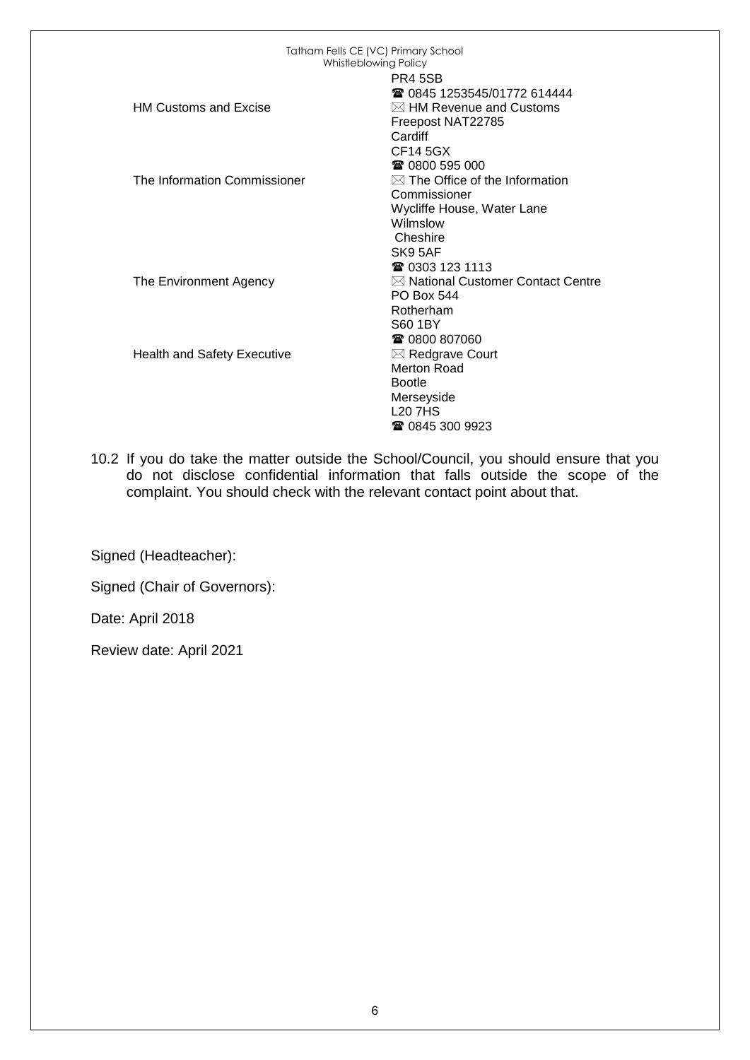| | |
|---|---|
| | PR4 5SB<br>☎ 0845 1253545/01772 614444 |
| HM Customs and Excise | ✉ HM Revenue and Customs<br>Freepost NAT22785<br>Cardiff<br>CF14 5GX<br>☎ 0800 595 000 |
| The Information Commissioner | ✉ The Office of the Information Commissioner<br>Wycliffe House, Water Lane<br>Wilmslow<br>Cheshire<br>SK9 5AF<br>☎ 0303 123 1113 |
| The Environment Agency | ✉ National Customer Contact Centre<br>PO Box 544<br>Rotherham<br>S60 1BY<br>☎ 0800 807060 |
| Health and Safety Executive | ✉ Redgrave Court<br>Merton Road<br>Bootle<br>Merseyside<br>L20 7HS<br>☎ 0845 300 9923 |

10.2 If you do take the matter outside the School/Council, you should ensure that you do not disclose confidential information that falls outside the scope of the complaint. You should check with the relevant contact point about that.

Signed (Headteacher):

Signed (Chair of Governors):

Date: April 2018

Review date: April 2021